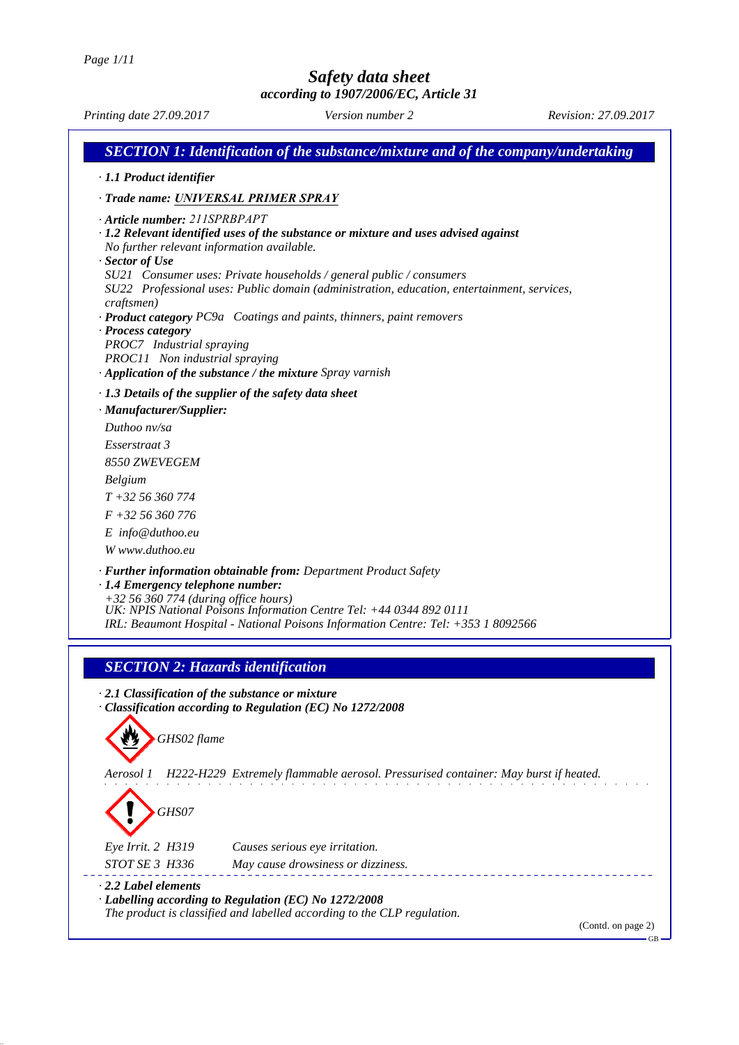# Safety data sheet

**according to 1907/2006/EC, Article 31**

Printing date 27.09.2017 | Version number 2 | Revision: 27.09.2017

## SECTION 1: Identification of the substance/mixture and of the company/undertaking

· **1.1 Product identifier**

· **Trade name: UNIVERSAL PRIMER SPRAY**

· **Article number:** 211SPRBPAPT

· **1.2 Relevant identified uses of the substance or mixture and uses advised against**
No further relevant information available.

· **Sector of Use**
SU21 Consumer uses: Private households / general public / consumers
SU22 Professional uses: Public domain (administration, education, entertainment, services, craftsmen)

· **Product category** PC9a Coatings and paints, thinners, paint removers

· **Process category**
PROC7 Industrial spraying
PROC11 Non industrial spraying

· **Application of the substance / the mixture** Spray varnish

· **1.3 Details of the supplier of the safety data sheet**

· **Manufacturer/Supplier:**

Duthoo nv/sa
Esserstraat 3
8550 ZWEVEGEM
Belgium
T +32 56 360 774
F +32 56 360 776
E info@duthoo.eu
W www.duthoo.eu

· **Further information obtainable from:** Department Product Safety

· **1.4 Emergency telephone number:**
+32 56 360 774 (during office hours)
UK: NPIS National Poisons Information Centre Tel: +44 0344 892 0111
IRL: Beaumont Hospital - National Poisons Information Centre: Tel: +353 1 8092566

## SECTION 2: Hazards identification

· **2.1 Classification of the substance or mixture**

· **Classification according to Regulation (EC) No 1272/2008**

GHS02 flame

Aerosol 1 H222-H229 Extremely flammable aerosol. Pressurised container: May burst if heated.

GHS07

Eye Irrit. 2 H319 Causes serious eye irritation.

STOT SE 3 H336 May cause drowsiness or dizziness.

· **2.2 Label elements**

· **Labelling according to Regulation (EC) No 1272/2008**
The product is classified and labelled according to the CLP regulation.

(Contd. on page 2)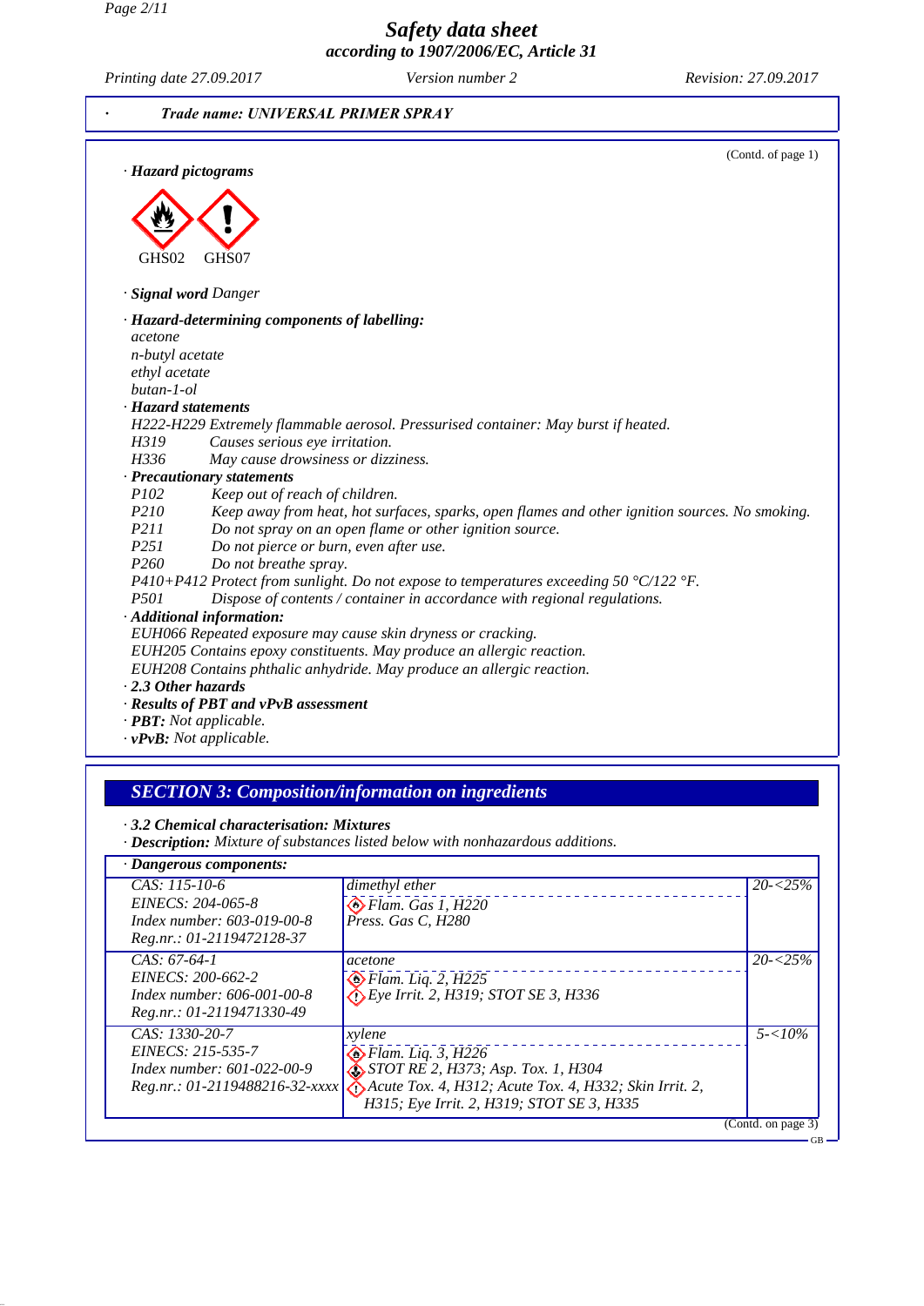# Safety data sheet
## according to 1907/2006/EC, Article 31

Printing date 27.09.2017 | Version number 2 | Revision: 27.09.2017

· **Trade name: UNIVERSAL PRIMER SPRAY**

(Contd. of page 1)

· **Hazard pictograms**

GHS02 GHS07

· **Signal word** Danger

· **Hazard-determining components of labelling:**
acetone
n-butyl acetate
ethyl acetate
butan-1-ol

· **Hazard statements**
H222-H229 Extremely flammable aerosol. Pressurised container: May burst if heated.
H319 Causes serious eye irritation.
H336 May cause drowsiness or dizziness.

· **Precautionary statements**
P102 Keep out of reach of children.
P210 Keep away from heat, hot surfaces, sparks, open flames and other ignition sources. No smoking.
P211 Do not spray on an open flame or other ignition source.
P251 Do not pierce or burn, even after use.
P260 Do not breathe spray.
P410+P412 Protect from sunlight. Do not expose to temperatures exceeding 50 °C/122 °F.
P501 Dispose of contents / container in accordance with regional regulations.

· **Additional information:**
EUH066 Repeated exposure may cause skin dryness or cracking.
EUH205 Contains epoxy constituents. May produce an allergic reaction.
EUH208 Contains phthalic anhydride. May produce an allergic reaction.

· **2.3 Other hazards**
· **Results of PBT and vPvB assessment**
· **PBT:** Not applicable.
· **vPvB:** Not applicable.

## SECTION 3: Composition/information on ingredients

· **3.2 Chemical characterisation: Mixtures**
· **Description:** Mixture of substances listed below with nonhazardous additions.

· **Dangerous components:**

| Identifiers | Component / Classification | Concentration |
|---|---|---|
| CAS: 115-10-6<br>EINECS: 204-065-8<br>Index number: 603-019-00-8<br>Reg.nr.: 01-2119472128-37 | dimethyl ether<br>Flam. Gas 1, H220<br>Press. Gas C, H280 | 20-<25% |
| CAS: 67-64-1<br>EINECS: 200-662-2<br>Index number: 606-001-00-8<br>Reg.nr.: 01-2119471330-49 | acetone<br>Flam. Liq. 2, H225<br>Eye Irrit. 2, H319; STOT SE 3, H336 | 20-<25% |
| CAS: 1330-20-7<br>EINECS: 215-535-7<br>Index number: 601-022-00-9<br>Reg.nr.: 01-2119488216-32-xxxx | xylene<br>Flam. Liq. 3, H226<br>STOT RE 2, H373; Asp. Tox. 1, H304<br>Acute Tox. 4, H312; Acute Tox. 4, H332; Skin Irrit. 2, H315; Eye Irrit. 2, H319; STOT SE 3, H335 | 5-<10% |

(Contd. on page 3)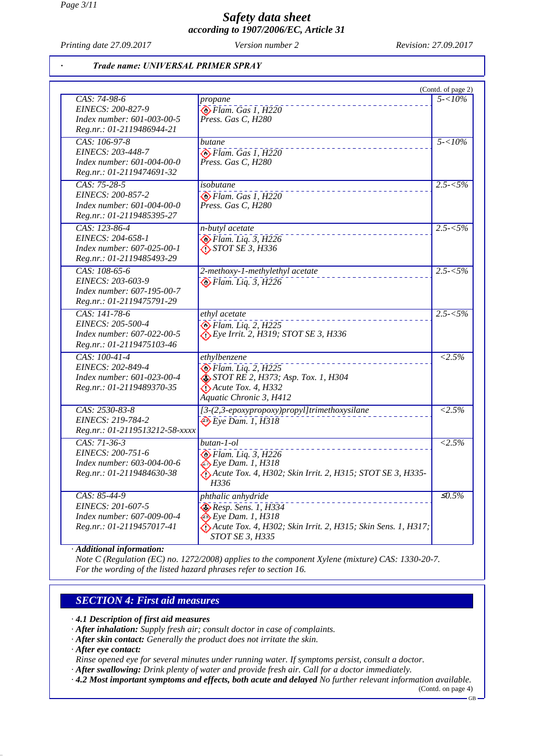*Trade name: UNIVERSAL PRIMER SPRAY*

(Contd. of page 2)

| Identifiers | Substance / Classification | Concentration |
|---|---|---|
| CAS: 74-98-6<br>EINECS: 200-827-9<br>Index number: 601-003-00-5<br>Reg.nr.: 01-2119486944-21 | propane<br>Flam. Gas 1, H220<br>Press. Gas C, H280 | 5-<10% |
| CAS: 106-97-8<br>EINECS: 203-448-7<br>Index number: 601-004-00-0<br>Reg.nr.: 01-2119474691-32 | butane<br>Flam. Gas 1, H220<br>Press. Gas C, H280 | 5-<10% |
| CAS: 75-28-5<br>EINECS: 200-857-2<br>Index number: 601-004-00-0<br>Reg.nr.: 01-2119485395-27 | isobutane<br>Flam. Gas 1, H220<br>Press. Gas C, H280 | 2.5-<5% |
| CAS: 123-86-4<br>EINECS: 204-658-1<br>Index number: 607-025-00-1<br>Reg.nr.: 01-2119485493-29 | n-butyl acetate<br>Flam. Liq. 3, H226<br>STOT SE 3, H336 | 2.5-<5% |
| CAS: 108-65-6<br>EINECS: 203-603-9<br>Index number: 607-195-00-7<br>Reg.nr.: 01-2119475791-29 | 2-methoxy-1-methylethyl acetate<br>Flam. Liq. 3, H226 | 2.5-<5% |
| CAS: 141-78-6<br>EINECS: 205-500-4<br>Index number: 607-022-00-5<br>Reg.nr.: 01-2119475103-46 | ethyl acetate<br>Flam. Liq. 2, H225<br>Eye Irrit. 2, H319; STOT SE 3, H336 | 2.5-<5% |
| CAS: 100-41-4<br>EINECS: 202-849-4<br>Index number: 601-023-00-4<br>Reg.nr.: 01-2119489370-35 | ethylbenzene<br>Flam. Liq. 2, H225<br>STOT RE 2, H373; Asp. Tox. 1, H304<br>Acute Tox. 4, H332<br>Aquatic Chronic 3, H412 | <2.5% |
| CAS: 2530-83-8<br>EINECS: 219-784-2<br>Reg.nr.: 01-2119513212-58-xxxx | [3-(2,3-epoxypropoxy)propyl]trimethoxysilane<br>Eye Dam. 1, H318 | <2.5% |
| CAS: 71-36-3<br>EINECS: 200-751-6<br>Index number: 603-004-00-6<br>Reg.nr.: 01-2119484630-38 | butan-1-ol<br>Flam. Liq. 3, H226<br>Eye Dam. 1, H318<br>Acute Tox. 4, H302; Skin Irrit. 2, H315; STOT SE 3, H335-H336 | <2.5% |
| CAS: 85-44-9<br>EINECS: 201-607-5<br>Index number: 607-009-00-4<br>Reg.nr.: 01-2119457017-41 | phthalic anhydride<br>Resp. Sens. 1, H334<br>Eye Dam. 1, H318<br>Acute Tox. 4, H302; Skin Irrit. 2, H315; Skin Sens. 1, H317; STOT SE 3, H335 | ≤0.5% |

· **Additional information:**
Note C (Regulation (EC) no. 1272/2008) applies to the component Xylene (mixture) CAS: 1330-20-7.
For the wording of the listed hazard phrases refer to section 16.

## SECTION 4: First aid measures

· **4.1 Description of first aid measures**
· **After inhalation:** Supply fresh air; consult doctor in case of complaints.
· **After skin contact:** Generally the product does not irritate the skin.
· **After eye contact:**
Rinse opened eye for several minutes under running water. If symptoms persist, consult a doctor.
· **After swallowing:** Drink plenty of water and provide fresh air. Call for a doctor immediately.
· **4.2 Most important symptoms and effects, both acute and delayed** No further relevant information available.

(Contd. on page 4)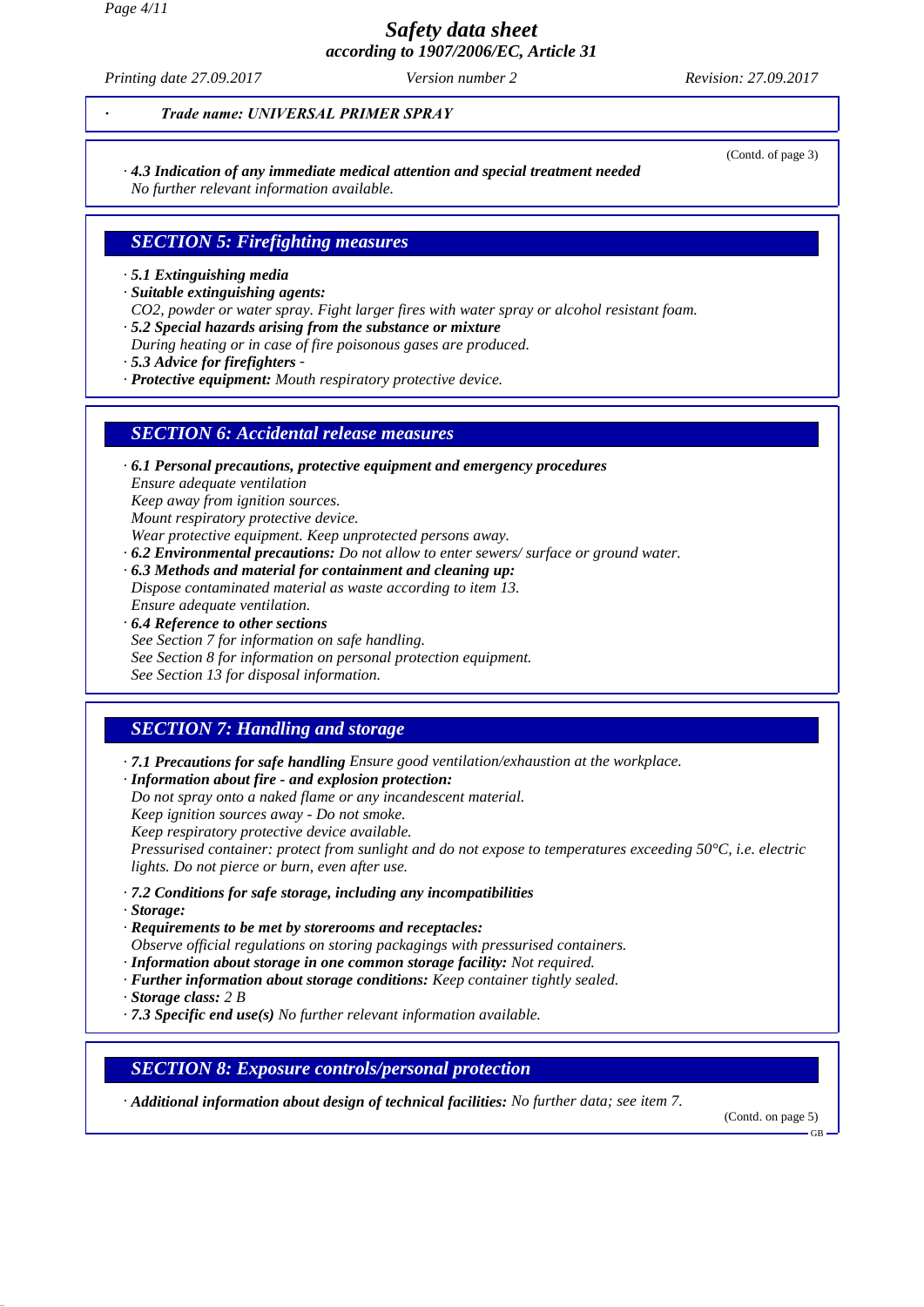· Trade name: UNIVERSAL PRIMER SPRAY

(Contd. of page 3)

· **4.3 Indication of any immediate medical attention and special treatment needed**
No further relevant information available.

## SECTION 5: Firefighting measures

· **5.1 Extinguishing media**
· **Suitable extinguishing agents:**
$CO_2$, powder or water spray. Fight larger fires with water spray or alcohol resistant foam.
· **5.2 Special hazards arising from the substance or mixture**
During heating or in case of fire poisonous gases are produced.
· **5.3 Advice for firefighters** -
· **Protective equipment:** Mouth respiratory protective device.

## SECTION 6: Accidental release measures

· **6.1 Personal precautions, protective equipment and emergency procedures**
Ensure adequate ventilation
Keep away from ignition sources.
Mount respiratory protective device.
Wear protective equipment. Keep unprotected persons away.
· **6.2 Environmental precautions:** Do not allow to enter sewers/ surface or ground water.
· **6.3 Methods and material for containment and cleaning up:**
Dispose contaminated material as waste according to item 13.
Ensure adequate ventilation.
· **6.4 Reference to other sections**
See Section 7 for information on safe handling.
See Section 8 for information on personal protection equipment.
See Section 13 for disposal information.

## SECTION 7: Handling and storage

· **7.1 Precautions for safe handling** Ensure good ventilation/exhaustion at the workplace.
· **Information about fire - and explosion protection:**
Do not spray onto a naked flame or any incandescent material.
Keep ignition sources away - Do not smoke.
Keep respiratory protective device available.
Pressurised container: protect from sunlight and do not expose to temperatures exceeding 50°C, i.e. electric lights. Do not pierce or burn, even after use.

· **7.2 Conditions for safe storage, including any incompatibilities**
· **Storage:**
· **Requirements to be met by storerooms and receptacles:**
Observe official regulations on storing packagings with pressurised containers.
· **Information about storage in one common storage facility:** Not required.
· **Further information about storage conditions:** Keep container tightly sealed.
· **Storage class:** 2 B
· **7.3 Specific end use(s)** No further relevant information available.

## SECTION 8: Exposure controls/personal protection

· **Additional information about design of technical facilities:** No further data; see item 7.

(Contd. on page 5)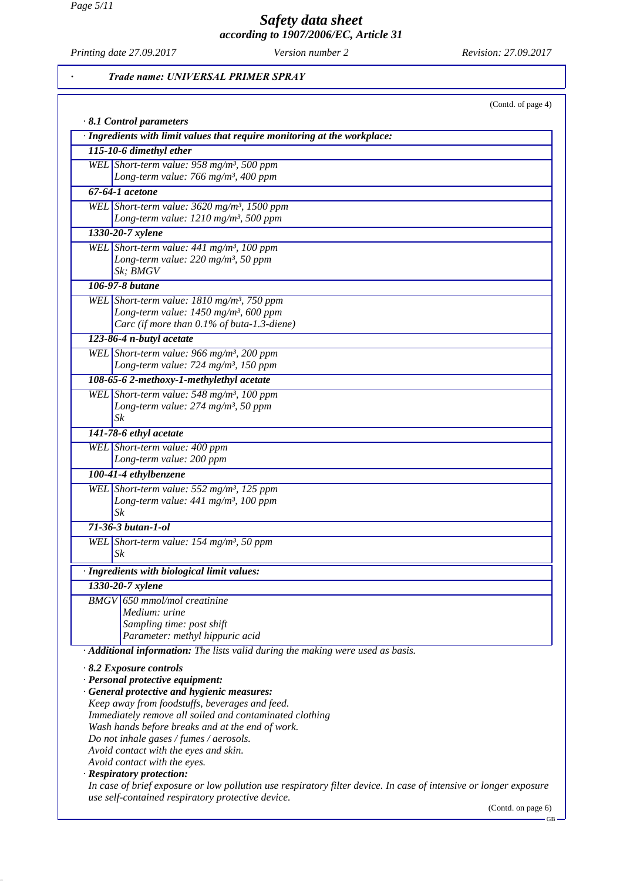**· Trade name: UNIVERSAL PRIMER SPRAY**

(Contd. of page 4)

**· 8.1 Control parameters**

**· Ingredients with limit values that require monitoring at the workplace:**

| | |
|---|---|
| **115-10-6 dimethyl ether** | |
| WEL | Short-term value: 958 mg/m³, 500 ppm<br>Long-term value: 766 mg/m³, 400 ppm |
| **67-64-1 acetone** | |
| WEL | Short-term value: 3620 mg/m³, 1500 ppm<br>Long-term value: 1210 mg/m³, 500 ppm |
| **1330-20-7 xylene** | |
| WEL | Short-term value: 441 mg/m³, 100 ppm<br>Long-term value: 220 mg/m³, 50 ppm<br>Sk; BMGV |
| **106-97-8 butane** | |
| WEL | Short-term value: 1810 mg/m³, 750 ppm<br>Long-term value: 1450 mg/m³, 600 ppm<br>Carc (if more than 0.1% of buta-1.3-diene) |
| **123-86-4 n-butyl acetate** | |
| WEL | Short-term value: 966 mg/m³, 200 ppm<br>Long-term value: 724 mg/m³, 150 ppm |
| **108-65-6 2-methoxy-1-methylethyl acetate** | |
| WEL | Short-term value: 548 mg/m³, 100 ppm<br>Long-term value: 274 mg/m³, 50 ppm<br>Sk |
| **141-78-6 ethyl acetate** | |
| WEL | Short-term value: 400 ppm<br>Long-term value: 200 ppm |
| **100-41-4 ethylbenzene** | |
| WEL | Short-term value: 552 mg/m³, 125 ppm<br>Long-term value: 441 mg/m³, 100 ppm<br>Sk |
| **71-36-3 butan-1-ol** | |
| WEL | Short-term value: 154 mg/m³, 50 ppm<br>Sk |

**· Ingredients with biological limit values:**

| | |
|---|---|
| **1330-20-7 xylene** | |
| BMGV | 650 mmol/mol creatinine<br>Medium: urine<br>Sampling time: post shift<br>Parameter: methyl hippuric acid |

· **Additional information:** The lists valid during the making were used as basis.

**· 8.2 Exposure controls**

**· Personal protective equipment:**

**· General protective and hygienic measures:**

Keep away from foodstuffs, beverages and feed.
Immediately remove all soiled and contaminated clothing
Wash hands before breaks and at the end of work.
Do not inhale gases / fumes / aerosols.
Avoid contact with the eyes and skin.
Avoid contact with the eyes.

**· Respiratory protection:**

In case of brief exposure or low pollution use respiratory filter device. In case of intensive or longer exposure use self-contained respiratory protective device.

(Contd. on page 6)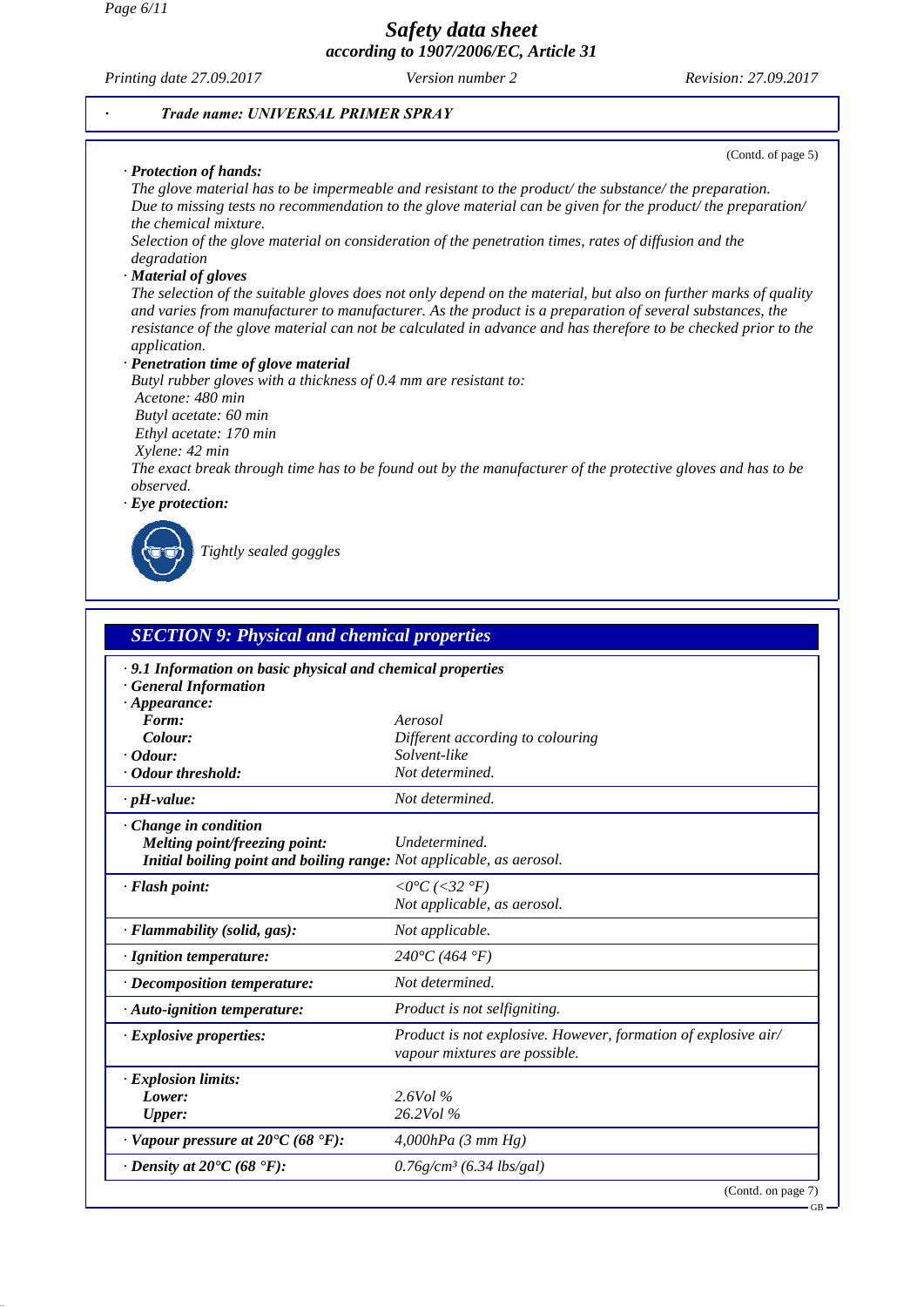*Safety data sheet*
*according to 1907/2006/EC, Article 31*

Printing date 27.09.2017 | Version number 2 | Revision: 27.09.2017

**Trade name: UNIVERSAL PRIMER SPRAY**

(Contd. of page 5)

· **Protection of hands:**
The glove material has to be impermeable and resistant to the product/ the substance/ the preparation.
Due to missing tests no recommendation to the glove material can be given for the product/ the preparation/ the chemical mixture.
Selection of the glove material on consideration of the penetration times, rates of diffusion and the degradation

· **Material of gloves**
The selection of the suitable gloves does not only depend on the material, but also on further marks of quality and varies from manufacturer to manufacturer. As the product is a preparation of several substances, the resistance of the glove material can not be calculated in advance and has therefore to be checked prior to the application.

· **Penetration time of glove material**
Butyl rubber gloves with a thickness of 0.4 mm are resistant to:
Acetone: 480 min
Butyl acetate: 60 min
Ethyl acetate: 170 min
Xylene: 42 min
The exact break through time has to be found out by the manufacturer of the protective gloves and has to be observed.

· **Eye protection:**
Tightly sealed goggles

## SECTION 9: Physical and chemical properties

· **9.1 Information on basic physical and chemical properties**
· **General Information**

| Property | Value |
|---|---|
| · **Appearance:** | |
| **Form:** | Aerosol |
| **Colour:** | Different according to colouring |
| · **Odour:** | Solvent-like |
| · **Odour threshold:** | Not determined. |
| · **pH-value:** | Not determined. |
| · **Change in condition** | |
| **Melting point/freezing point:** | Undetermined. |
| **Initial boiling point and boiling range:** | Not applicable, as aerosol. |
| · **Flash point:** | <0°C (<32 °F)<br>Not applicable, as aerosol. |
| · **Flammability (solid, gas):** | Not applicable. |
| · **Ignition temperature:** | 240°C (464 °F) |
| · **Decomposition temperature:** | Not determined. |
| · **Auto-ignition temperature:** | Product is not selfigniting. |
| · **Explosive properties:** | Product is not explosive. However, formation of explosive air/ vapour mixtures are possible. |
| · **Explosion limits:** | |
| **Lower:** | 2.6Vol % |
| **Upper:** | 26.2Vol % |
| · **Vapour pressure at 20°C (68 °F):** | 4,000hPa (3 mm Hg) |
| · **Density at 20°C (68 °F):** | 0.76g/cm³ (6.34 lbs/gal) |

(Contd. on page 7)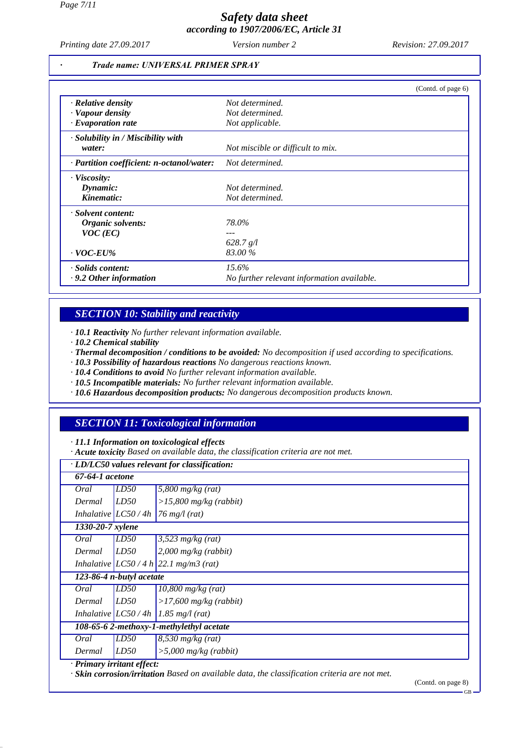**· Trade name: UNIVERSAL PRIMER SPRAY**

(Contd. of page 6)

| | |
|---|---|
| **· Relative density** | *Not determined.* |
| **· Vapour density** | *Not determined.* |
| **· Evaporation rate** | *Not applicable.* |
| **· Solubility in / Miscibility with water:** | *Not miscible or difficult to mix.* |
| **· Partition coefficient: n-octanol/water:** | *Not determined.* |
| **· Viscosity:** | |
| **Dynamic:** | *Not determined.* |
| **Kinematic:** | *Not determined.* |
| **· Solvent content:** | |
| **Organic solvents:** | *78.0%* |
| **VOC (EC)** | *---* |
| | *628.7 g/l* |
| **· VOC-EU%** | *83.00 %* |
| **· Solids content:** | *15.6%* |
| **· 9.2 Other information** | *No further relevant information available.* |

## SECTION 10: Stability and reactivity

· **10.1 Reactivity** *No further relevant information available.*
· **10.2 Chemical stability**
· **Thermal decomposition / conditions to be avoided:** *No decomposition if used according to specifications.*
· **10.3 Possibility of hazardous reactions** *No dangerous reactions known.*
· **10.4 Conditions to avoid** *No further relevant information available.*
· **10.5 Incompatible materials:** *No further relevant information available.*
· **10.6 Hazardous decomposition products:** *No dangerous decomposition products known.*

## SECTION 11: Toxicological information

· **11.1 Information on toxicological effects**
· **Acute toxicity** *Based on available data, the classification criteria are not met.*

| **· LD/LC50 values relevant for classification:** | | |
|---|---|---|
| **67-64-1 acetone** | | |
| Oral | LD50 | 5,800 mg/kg (rat) |
| Dermal | LD50 | >15,800 mg/kg (rabbit) |
| Inhalative | LC50 / 4h | 76 mg/l (rat) |
| **1330-20-7 xylene** | | |
| Oral | LD50 | 3,523 mg/kg (rat) |
| Dermal | LD50 | 2,000 mg/kg (rabbit) |
| Inhalative | LC50 / 4 h | 22.1 mg/m3 (rat) |
| **123-86-4 n-butyl acetate** | | |
| Oral | LD50 | 10,800 mg/kg (rat) |
| Dermal | LD50 | >17,600 mg/kg (rabbit) |
| Inhalative | LC50 / 4h | 1.85 mg/l (rat) |
| **108-65-6 2-methoxy-1-methylethyl acetate** | | |
| Oral | LD50 | 8,530 mg/kg (rat) |
| Dermal | LD50 | >5,000 mg/kg (rabbit) |

· **Primary irritant effect:**
· **Skin corrosion/irritation** *Based on available data, the classification criteria are not met.*

(Contd. on page 8)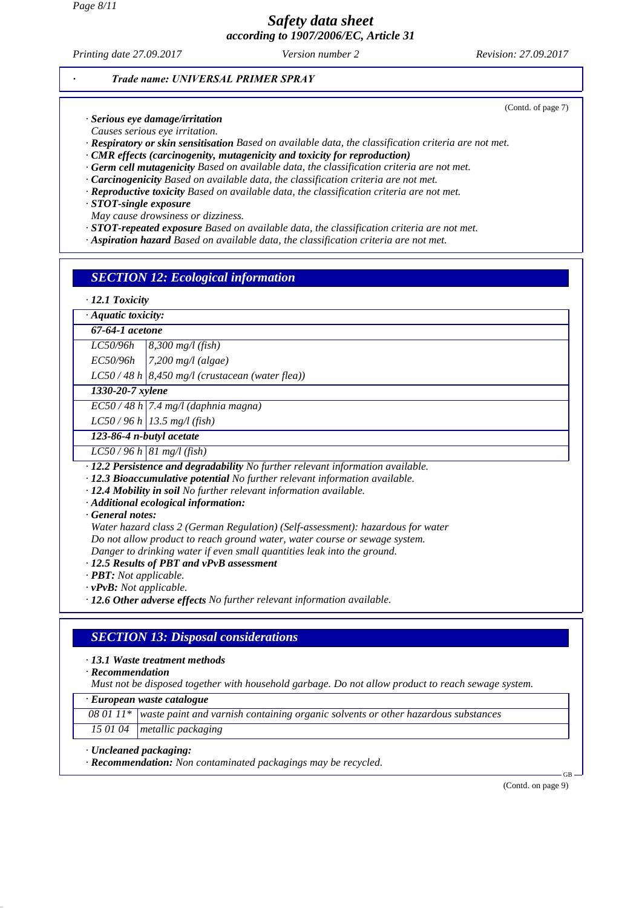· Trade name: UNIVERSAL PRIMER SPRAY

(Contd. of page 7)

· **Serious eye damage/irritation**
Causes serious eye irritation.
· **Respiratory or skin sensitisation** Based on available data, the classification criteria are not met.
· **CMR effects (carcinogenity, mutagenicity and toxicity for reproduction)**
· **Germ cell mutagenicity** Based on available data, the classification criteria are not met.
· **Carcinogenicity** Based on available data, the classification criteria are not met.
· **Reproductive toxicity** Based on available data, the classification criteria are not met.
· **STOT-single exposure**
May cause drowsiness or dizziness.
· **STOT-repeated exposure** Based on available data, the classification criteria are not met.
· **Aspiration hazard** Based on available data, the classification criteria are not met.

## SECTION 12: Ecological information

· **12.1 Toxicity**

| · **Aquatic toxicity:** | |
|---|---|
| **67-64-1 acetone** | |
| LC50/96h | 8,300 mg/l (fish) |
| EC50/96h | 7,200 mg/l (algae) |
| LC50 / 48 h | 8,450 mg/l (crustacean (water flea)) |
| **1330-20-7 xylene** | |
| EC50 / 48 h | 7.4 mg/l (daphnia magna) |
| LC50 / 96 h | 13.5 mg/l (fish) |
| **123-86-4 n-butyl acetate** | |
| LC50 / 96 h | 81 mg/l (fish) |

· **12.2 Persistence and degradability** No further relevant information available.
· **12.3 Bioaccumulative potential** No further relevant information available.
· **12.4 Mobility in soil** No further relevant information available.
· **Additional ecological information:**
· **General notes:**
Water hazard class 2 (German Regulation) (Self-assessment): hazardous for water
Do not allow product to reach ground water, water course or sewage system.
Danger to drinking water if even small quantities leak into the ground.
· **12.5 Results of PBT and vPvB assessment**
· **PBT:** Not applicable.
· **vPvB:** Not applicable.
· **12.6 Other adverse effects** No further relevant information available.

## SECTION 13: Disposal considerations

· **13.1 Waste treatment methods**
· **Recommendation**
Must not be disposed together with household garbage. Do not allow product to reach sewage system.

| · **European waste catalogue** | |
|---|---|
| 08 01 11* | waste paint and varnish containing organic solvents or other hazardous substances |
| 15 01 04 | metallic packaging |

· **Uncleaned packaging:**
· **Recommendation:** Non contaminated packagings may be recycled.

(Contd. on page 9)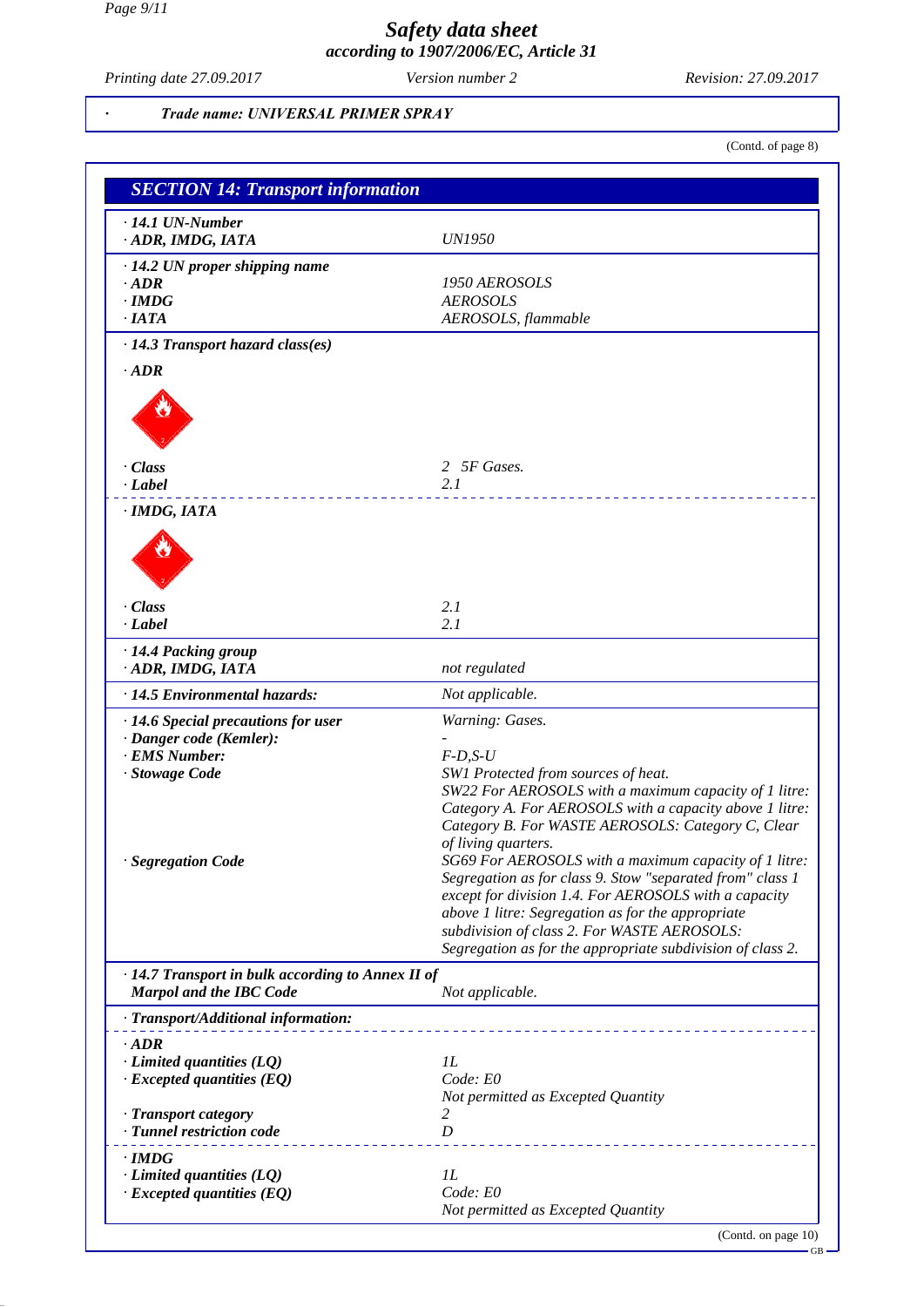# Safety data sheet
according to 1907/2006/EC, Article 31

Printing date 27.09.2017 | Version number 2 | Revision: 27.09.2017

· **Trade name: UNIVERSAL PRIMER SPRAY**

(Contd. of page 8)

## SECTION 14: Transport information

| | |
|---|---|
| **· 14.1 UN-Number** | |
| **· ADR, IMDG, IATA** | UN1950 |
| **· 14.2 UN proper shipping name** | |
| **· ADR** | 1950 AEROSOLS |
| **· IMDG** | AEROSOLS |
| **· IATA** | AEROSOLS, flammable |
| **· 14.3 Transport hazard class(es)** | |
| **· ADR** | |
| **· Class** | 2 5F Gases. |
| **· Label** | 2.1 |
| **· IMDG, IATA** | |
| **· Class** | 2.1 |
| **· Label** | 2.1 |
| **· 14.4 Packing group** | |
| **· ADR, IMDG, IATA** | not regulated |
| **· 14.5 Environmental hazards:** | Not applicable. |
| **· 14.6 Special precautions for user** | Warning: Gases. |
| **· Danger code (Kemler):** | - |
| **· EMS Number:** | F-D,S-U |
| **· Stowage Code** | SW1 Protected from sources of heat. SW22 For AEROSOLS with a maximum capacity of 1 litre: Category A. For AEROSOLS with a capacity above 1 litre: Category B. For WASTE AEROSOLS: Category C, Clear of living quarters. |
| **· Segregation Code** | SG69 For AEROSOLS with a maximum capacity of 1 litre: Segregation as for class 9. Stow "separated from" class 1 except for division 1.4. For AEROSOLS with a capacity above 1 litre: Segregation as for the appropriate subdivision of class 2. For WASTE AEROSOLS: Segregation as for the appropriate subdivision of class 2. |
| **· 14.7 Transport in bulk according to Annex II of Marpol and the IBC Code** | Not applicable. |
| **· Transport/Additional information:** | |
| **· ADR** | |
| **· Limited quantities (LQ)** | 1L |
| **· Excepted quantities (EQ)** | Code: E0<br>Not permitted as Excepted Quantity |
| **· Transport category** | 2 |
| **· Tunnel restriction code** | D |
| **· IMDG** | |
| **· Limited quantities (LQ)** | 1L |
| **· Excepted quantities (EQ)** | Code: E0<br>Not permitted as Excepted Quantity |

(Contd. on page 10)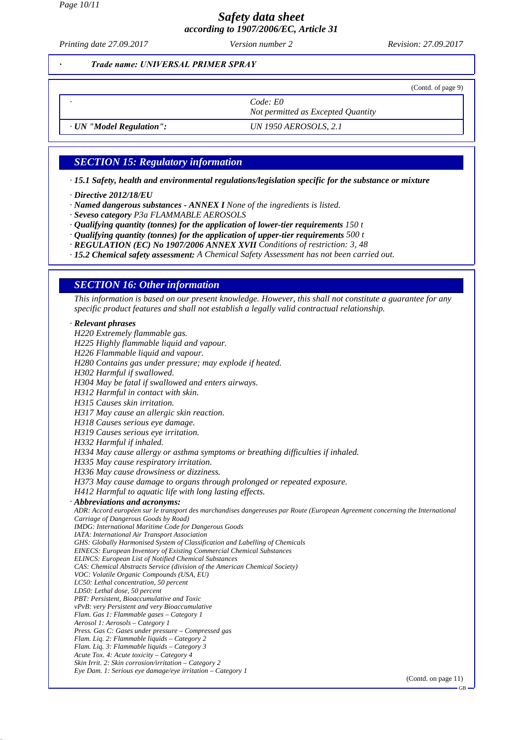# Safety data sheet
## according to 1907/2006/EC, Article 31

*Printing date 27.09.2017* *Version number 2* *Revision: 27.09.2017*

· **Trade name: UNIVERSAL PRIMER SPRAY**

(Contd. of page 9)

| · | Code: E0<br>Not permitted as Excepted Quantity |
|---|---|
| · UN "Model Regulation": | UN 1950 AEROSOLS, 2.1 |

## SECTION 15: Regulatory information

· **15.1 Safety, health and environmental regulations/legislation specific for the substance or mixture**

· **Directive 2012/18/EU**
· **Named dangerous substances - ANNEX I** None of the ingredients is listed.
· **Seveso category** P3a FLAMMABLE AEROSOLS
· **Qualifying quantity (tonnes) for the application of lower-tier requirements** 150 t
· **Qualifying quantity (tonnes) for the application of upper-tier requirements** 500 t
· **REGULATION (EC) No 1907/2006 ANNEX XVII** Conditions of restriction: 3, 48
· **15.2 Chemical safety assessment:** A Chemical Safety Assessment has not been carried out.

## SECTION 16: Other information

This information is based on our present knowledge. However, this shall not constitute a guarantee for any specific product features and shall not establish a legally valid contractual relationship.

· **Relevant phrases**

H220 Extremely flammable gas.
H225 Highly flammable liquid and vapour.
H226 Flammable liquid and vapour.
H280 Contains gas under pressure; may explode if heated.
H302 Harmful if swallowed.
H304 May be fatal if swallowed and enters airways.
H312 Harmful in contact with skin.
H315 Causes skin irritation.
H317 May cause an allergic skin reaction.
H318 Causes serious eye damage.
H319 Causes serious eye irritation.
H332 Harmful if inhaled.
H334 May cause allergy or asthma symptoms or breathing difficulties if inhaled.
H335 May cause respiratory irritation.
H336 May cause drowsiness or dizziness.
H373 May cause damage to organs through prolonged or repeated exposure.
H412 Harmful to aquatic life with long lasting effects.

· **Abbreviations and acronyms:**

ADR: Accord européen sur le transport des marchandises dangereuses par Route (European Agreement concerning the International Carriage of Dangerous Goods by Road)
IMDG: International Maritime Code for Dangerous Goods
IATA: International Air Transport Association
GHS: Globally Harmonised System of Classification and Labelling of Chemicals
EINECS: European Inventory of Existing Commercial Chemical Substances
ELINCS: European List of Notified Chemical Substances
CAS: Chemical Abstracts Service (division of the American Chemical Society)
VOC: Volatile Organic Compounds (USA, EU)
LC50: Lethal concentration, 50 percent
LD50: Lethal dose, 50 percent
PBT: Persistent, Bioaccumulative and Toxic
vPvB: very Persistent and very Bioaccumulative
Flam. Gas 1: Flammable gases – Category 1
Aerosol 1: Aerosols – Category 1
Press. Gas C: Gases under pressure – Compressed gas
Flam. Liq. 2: Flammable liquids – Category 2
Flam. Liq. 3: Flammable liquids – Category 3
Acute Tox. 4: Acute toxicity – Category 4
Skin Irrit. 2: Skin corrosion/irritation – Category 2
Eye Dam. 1: Serious eye damage/eye irritation – Category 1

(Contd. on page 11)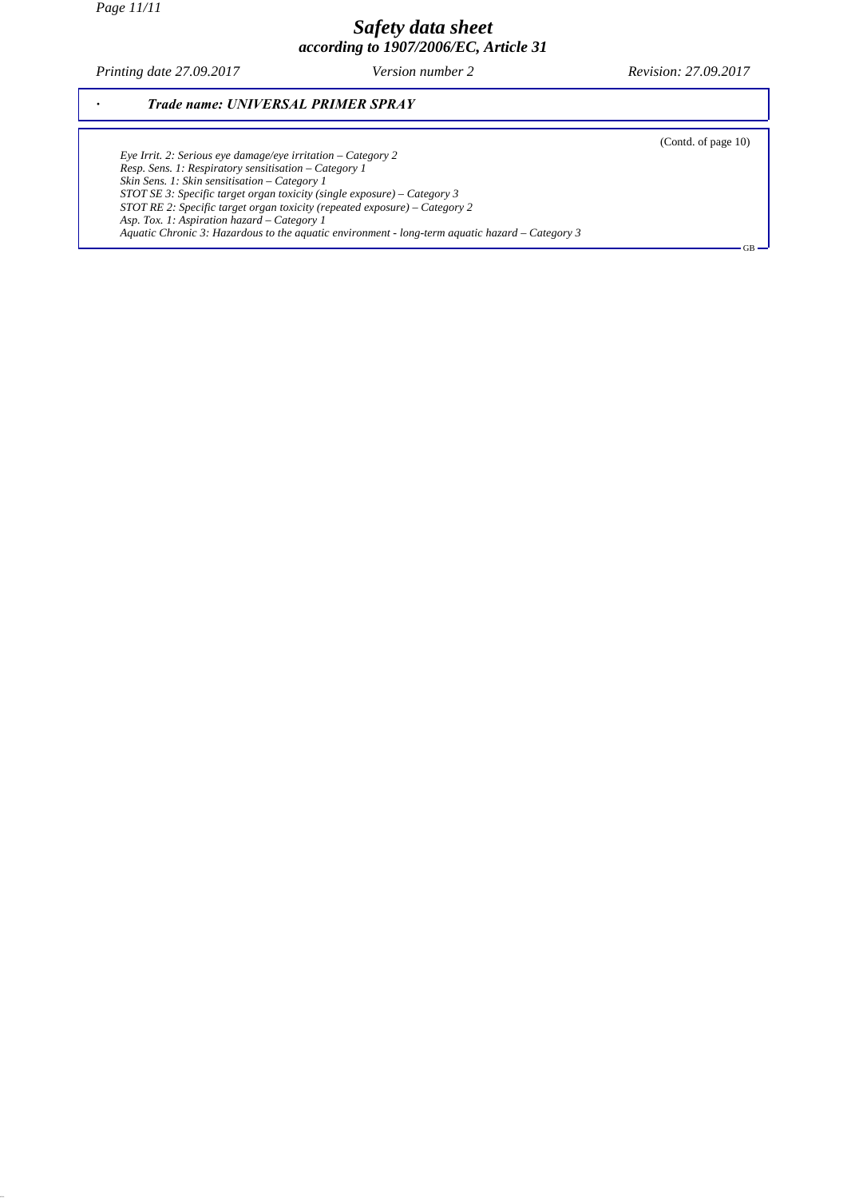*Eye Irrit. 2: Serious eye damage/eye irritation – Category 2*
*Resp. Sens. 1: Respiratory sensitisation – Category 1*
*Skin Sens. 1: Skin sensitisation – Category 1*
*STOT SE 3: Specific target organ toxicity (single exposure) – Category 3*
*STOT RE 2: Specific target organ toxicity (repeated exposure) – Category 2*
*Asp. Tox. 1: Aspiration hazard – Category 1*
*Aquatic Chronic 3: Hazardous to the aquatic environment - long-term aquatic hazard – Category 3*